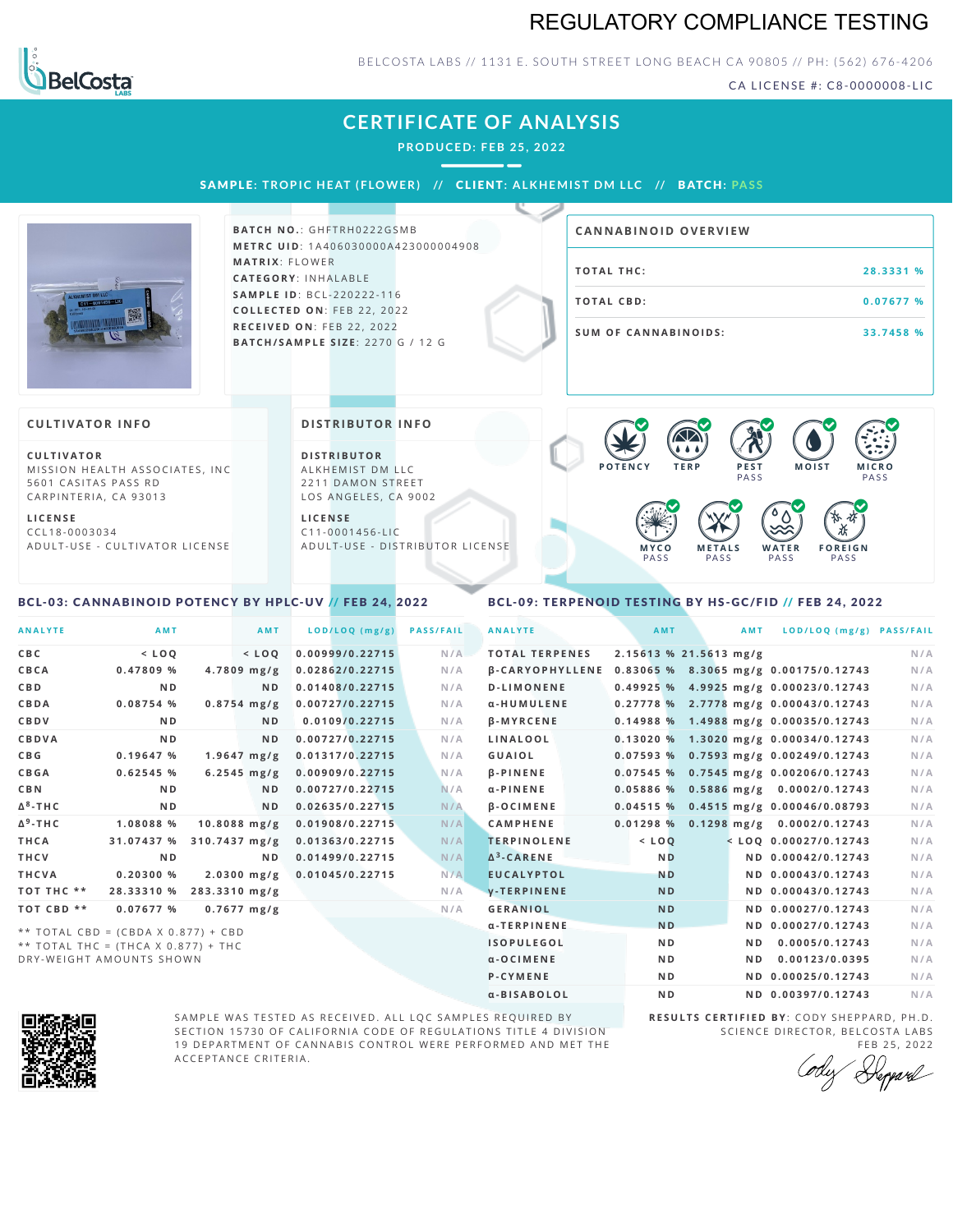# REGULATORY COMPLIANCE TESTING

BELCOSTA LABS // 1131 E. SOUTH STREET LONG BEACH CA 90805 // PH: (562) 676-4206

CA LICENSE #: C8-0000008-LIC

## CERTIFICATE OF ANALYSIS

**PRODUCED: FEB 25, 2022**

**SAMPLE:** TROPIC HEAT (FLOWER) // **CLIENT:** ALKHEMIST DM LLC // **BATCH:** PASS

**BATCH NO.:** GHFTRH0222GSMB
**METRC UID:** 1A406030000A423000004908
**MATRIX:** FLOWER
**CATEGORY:** INHALABLE
**SAMPLE ID:** BCL-220222-116
**COLLECTED ON:** FEB 22, 2022
**RECEIVED ON:** FEB 22, 2022
**BATCH/SAMPLE SIZE:** 2270 G / 12 G

### CANNABINOID OVERVIEW

| | |
|---|---|
| TOTAL THC: | 28.3331 % |
| TOTAL CBD: | 0.07677 % |
| SUM OF CANNABINOIDS: | 33.7458 % |

### CULTIVATOR INFO

**CULTIVATOR**
MISSION HEALTH ASSOCIATES, INC
5601 CASITAS PASS RD
CARPINTERIA, CA 93013

**LICENSE**
CCL18-0003034
ADULT-USE - CULTIVATOR LICENSE

### DISTRIBUTOR INFO

**DISTRIBUTOR**
ALKHEMIST DM LLC
2211 DAMON STREET
LOS ANGELES, CA 9002

**LICENSE**
C11-0001456-LIC
ADULT-USE - DISTRIBUTOR LICENSE

POTENCY | TERP | PEST PASS | MOIST | MICRO PASS | MYCO PASS | METALS PASS | WATER PASS | FOREIGN PASS

### BCL-03: CANNABINOID POTENCY BY HPLC-UV // FEB 24, 2022

| ANALYTE | AMT | AMT | LOD/LOQ (mg/g) | PASS/FAIL |
|---|---|---|---|---|
| CBC | < LOQ | < LOQ | 0.00999/0.22715 | N/A |
| CBCA | 0.47809 % | 4.7809 mg/g | 0.02862/0.22715 | N/A |
| CBD | ND | ND | 0.01408/0.22715 | N/A |
| CBDA | 0.08754 % | 0.8754 mg/g | 0.00727/0.22715 | N/A |
| CBDV | ND | ND | 0.0109/0.22715 | N/A |
| CBDVA | ND | ND | 0.00727/0.22715 | N/A |
| CBG | 0.19647 % | 1.9647 mg/g | 0.01317/0.22715 | N/A |
| CBGA | 0.62545 % | 6.2545 mg/g | 0.00909/0.22715 | N/A |
| CBN | ND | ND | 0.00727/0.22715 | N/A |
| $\Delta^8$-THC | ND | ND | 0.02635/0.22715 | N/A |
| $\Delta^9$-THC | 1.08088 % | 10.8088 mg/g | 0.01908/0.22715 | N/A |
| THCA | 31.07437 % | 310.7437 mg/g | 0.01363/0.22715 | N/A |
| THCV | ND | ND | 0.01499/0.22715 | N/A |
| THCVA | 0.20300 % | 2.0300 mg/g | 0.01045/0.22715 | N/A |
| TOT THC ** | 28.33310 % | 283.3310 mg/g | | N/A |
| TOT CBD ** | 0.07677 % | 0.7677 mg/g | | N/A |

** TOTAL CBD = (CBDA X 0.877) + CBD
** TOTAL THC = (THCA X 0.877) + THC
DRY-WEIGHT AMOUNTS SHOWN

### BCL-09: TERPENOID TESTING BY HS-GC/FID // FEB 24, 2022

| ANALYTE | AMT | AMT | LOD/LOQ (mg/g) | PASS/FAIL |
|---|---|---|---|---|
| TOTAL TERPENES | 2.15613 % | 21.5613 mg/g | | N/A |
| β-CARYOPHYLLENE | 0.83065 % | 8.3065 mg/g | 0.00175/0.12743 | N/A |
| D-LIMONENE | 0.49925 % | 4.9925 mg/g | 0.00023/0.12743 | N/A |
| α-HUMULENE | 0.27778 % | 2.7778 mg/g | 0.00043/0.12743 | N/A |
| β-MYRCENE | 0.14988 % | 1.4988 mg/g | 0.00035/0.12743 | N/A |
| LINALOOL | 0.13020 % | 1.3020 mg/g | 0.00034/0.12743 | N/A |
| GUAIOL | 0.07593 % | 0.7593 mg/g | 0.00249/0.12743 | N/A |
| β-PINENE | 0.07545 % | 0.7545 mg/g | 0.00206/0.12743 | N/A |
| α-PINENE | 0.05886 % | 0.5886 mg/g | 0.0002/0.12743 | N/A |
| β-OCIMENE | 0.04515 % | 0.4515 mg/g | 0.00046/0.08793 | N/A |
| CAMPHENE | 0.01298 % | 0.1298 mg/g | 0.0002/0.12743 | N/A |
| TERPINOLENE | < LOQ | < LOQ | 0.00027/0.12743 | N/A |
| $\Delta^3$-CARENE | ND | ND | 0.00042/0.12743 | N/A |
| EUCALYPTOL | ND | ND | 0.00043/0.12743 | N/A |
| γ-TERPINENE | ND | ND | 0.00043/0.12743 | N/A |
| GERANIOL | ND | ND | 0.00027/0.12743 | N/A |
| α-TERPINENE | ND | ND | 0.00027/0.12743 | N/A |
| ISOPULEGOL | ND | ND | 0.0005/0.12743 | N/A |
| α-OCIMENE | ND | ND | 0.00123/0.0395 | N/A |
| P-CYMENE | ND | ND | 0.00025/0.12743 | N/A |
| α-BISABOLOL | ND | ND | 0.00397/0.12743 | N/A |

SAMPLE WAS TESTED AS RECEIVED. ALL LQC SAMPLES REQUIRED BY SECTION 15730 OF CALIFORNIA CODE OF REGULATIONS TITLE 4 DIVISION 19 DEPARTMENT OF CANNABIS CONTROL WERE PERFORMED AND MET THE ACCEPTANCE CRITERIA.

**RESULTS CERTIFIED BY:** CODY SHEPPARD, PH.D.
SCIENCE DIRECTOR, BELCOSTA LABS
FEB 25, 2022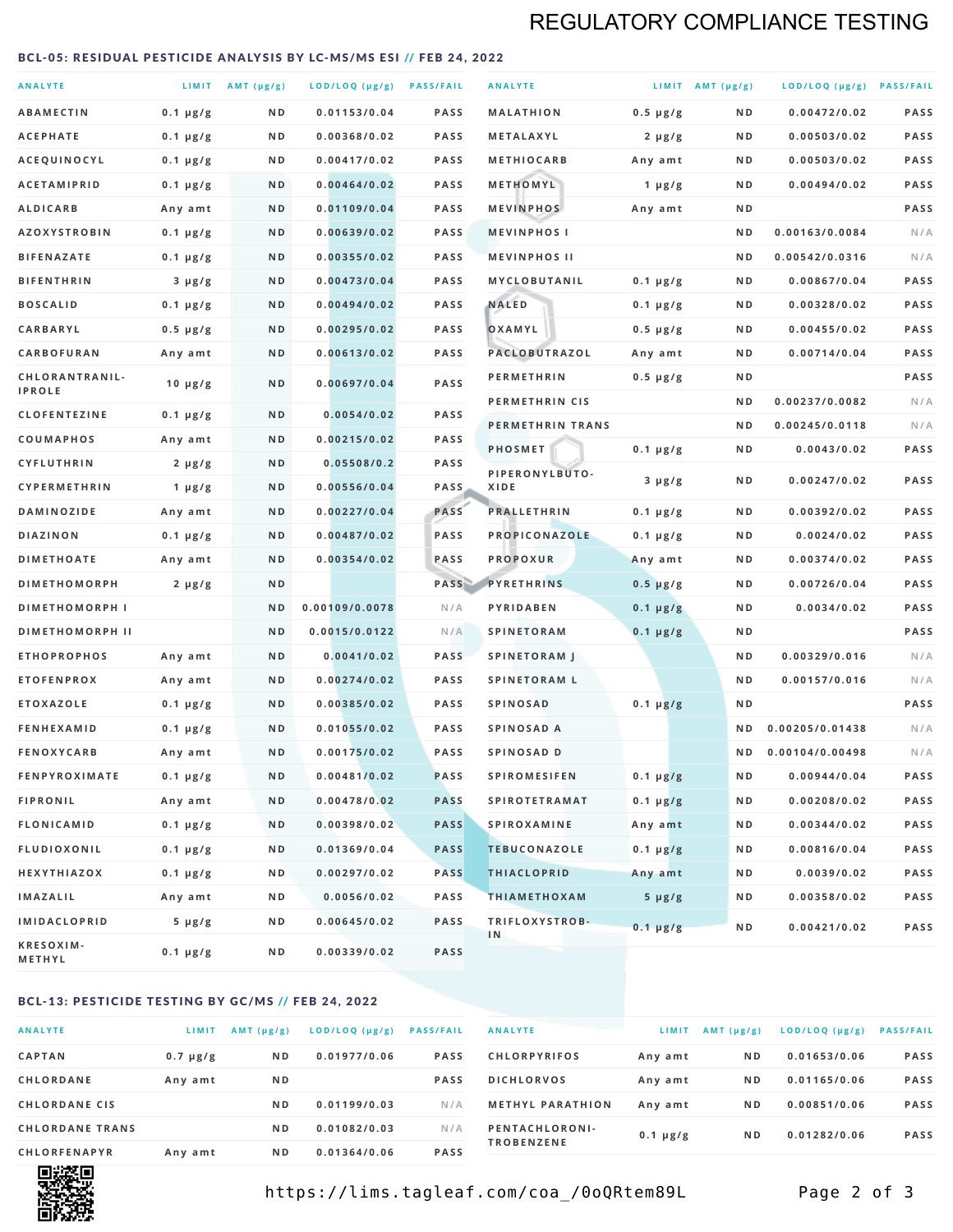## REGULATORY COMPLIANCE TESTING

### BCL-05: RESIDUAL PESTICIDE ANALYSIS BY LC-MS/MS ESI // FEB 24, 2022

| ANALYTE | LIMIT | AMT (µg/g) | LOD/LOQ (µg/g) | PASS/FAIL |
|---|---|---|---|---|
| ABAMECTIN | 0.1 µg/g | ND | 0.01153/0.04 | PASS |
| ACEPHATE | 0.1 µg/g | ND | 0.00368/0.02 | PASS |
| ACEQUINOCYL | 0.1 µg/g | ND | 0.00417/0.02 | PASS |
| ACETAMIPRID | 0.1 µg/g | ND | 0.00464/0.02 | PASS |
| ALDICARB | Any amt | ND | 0.01109/0.04 | PASS |
| AZOXYSTROBIN | 0.1 µg/g | ND | 0.00639/0.02 | PASS |
| BIFENAZATE | 0.1 µg/g | ND | 0.00355/0.02 | PASS |
| BIFENTHRIN | 3 µg/g | ND | 0.00473/0.04 | PASS |
| BOSCALID | 0.1 µg/g | ND | 0.00494/0.02 | PASS |
| CARBARYL | 0.5 µg/g | ND | 0.00295/0.02 | PASS |
| CARBOFURAN | Any amt | ND | 0.00613/0.02 | PASS |
| CHLORANTRANILIPROLE | 10 µg/g | ND | 0.00697/0.04 | PASS |
| CLOFENTEZINE | 0.1 µg/g | ND | 0.0054/0.02 | PASS |
| COUMAPHOS | Any amt | ND | 0.00215/0.02 | PASS |
| CYFLUTHRIN | 2 µg/g | ND | 0.05508/0.2 | PASS |
| CYPERMETHRIN | 1 µg/g | ND | 0.00556/0.04 | PASS |
| DAMINOZIDE | Any amt | ND | 0.00227/0.04 | PASS |
| DIAZINON | 0.1 µg/g | ND | 0.00487/0.02 | PASS |
| DIMETHOATE | Any amt | ND | 0.00354/0.02 | PASS |
| DIMETHOMORPH | 2 µg/g | ND | | PASS |
| DIMETHOMORPH I | | ND | 0.00109/0.0078 | N/A |
| DIMETHOMORPH II | | ND | 0.0015/0.0122 | N/A |
| ETHOPROPHOS | Any amt | ND | 0.0041/0.02 | PASS |
| ETOFENPROX | Any amt | ND | 0.00274/0.02 | PASS |
| ETOXAZOLE | 0.1 µg/g | ND | 0.00385/0.02 | PASS |
| FENHEXAMID | 0.1 µg/g | ND | 0.01055/0.02 | PASS |
| FENOXYCARB | Any amt | ND | 0.00175/0.02 | PASS |
| FENPYROXIMATE | 0.1 µg/g | ND | 0.00481/0.02 | PASS |
| FIPRONIL | Any amt | ND | 0.00478/0.02 | PASS |
| FLONICAMID | 0.1 µg/g | ND | 0.00398/0.02 | PASS |
| FLUDIOXONIL | 0.1 µg/g | ND | 0.01369/0.04 | PASS |
| HEXYTHIAZOX | 0.1 µg/g | ND | 0.00297/0.02 | PASS |
| IMAZALIL | Any amt | ND | 0.0056/0.02 | PASS |
| IMIDACLOPRID | 5 µg/g | ND | 0.00645/0.02 | PASS |
| KRESOXIM-METHYL | 0.1 µg/g | ND | 0.00339/0.02 | PASS |
| MALATHION | 0.5 µg/g | ND | 0.00472/0.02 | PASS |
| METALAXYL | 2 µg/g | ND | 0.00503/0.02 | PASS |
| METHIOCARB | Any amt | ND | 0.00503/0.02 | PASS |
| METHOMYL | 1 µg/g | ND | 0.00494/0.02 | PASS |
| MEVINPHOS | Any amt | ND | | PASS |
| MEVINPHOS I | | ND | 0.00163/0.0084 | N/A |
| MEVINPHOS II | | ND | 0.00542/0.0316 | N/A |
| MYCLOBUTANIL | 0.1 µg/g | ND | 0.00867/0.04 | PASS |
| NALED | 0.1 µg/g | ND | 0.00328/0.02 | PASS |
| OXAMYL | 0.5 µg/g | ND | 0.00455/0.02 | PASS |
| PACLOBUTRAZOL | Any amt | ND | 0.00714/0.04 | PASS |
| PERMETHRIN | 0.5 µg/g | ND | | PASS |
| PERMETHRIN CIS | | ND | 0.00237/0.0082 | N/A |
| PERMETHRIN TRANS | | ND | 0.00245/0.0118 | N/A |
| PHOSMET | 0.1 µg/g | ND | 0.0043/0.02 | PASS |
| PIPERONYLBUTOXIDE | 3 µg/g | ND | 0.00247/0.02 | PASS |
| PRALLETHRIN | 0.1 µg/g | ND | 0.00392/0.02 | PASS |
| PROPICONAZOLE | 0.1 µg/g | ND | 0.0024/0.02 | PASS |
| PROPOXUR | Any amt | ND | 0.00374/0.02 | PASS |
| PYRETHRINS | 0.5 µg/g | ND | 0.00726/0.04 | PASS |
| PYRIDABEN | 0.1 µg/g | ND | 0.0034/0.02 | PASS |
| SPINETORAM | 0.1 µg/g | ND | | PASS |
| SPINETORAM J | | ND | 0.00329/0.016 | N/A |
| SPINETORAM L | | ND | 0.00157/0.016 | N/A |
| SPINOSAD | 0.1 µg/g | ND | | PASS |
| SPINOSAD A | | ND | 0.00205/0.01438 | N/A |
| SPINOSAD D | | ND | 0.00104/0.00498 | N/A |
| SPIROMESIFEN | 0.1 µg/g | ND | 0.00944/0.04 | PASS |
| SPIROTETRAMAT | 0.1 µg/g | ND | 0.00208/0.02 | PASS |
| SPIROXAMINE | Any amt | ND | 0.00344/0.02 | PASS |
| TEBUCONAZOLE | 0.1 µg/g | ND | 0.00816/0.04 | PASS |
| THIACLOPRID | Any amt | ND | 0.0039/0.02 | PASS |
| THIAMETHOXAM | 5 µg/g | ND | 0.00358/0.02 | PASS |
| TRIFLOXYSTROBIN | 0.1 µg/g | ND | 0.00421/0.02 | PASS |

### BCL-13: PESTICIDE TESTING BY GC/MS // FEB 24, 2022

| ANALYTE | LIMIT | AMT (µg/g) | LOD/LOQ (µg/g) | PASS/FAIL |
|---|---|---|---|---|
| CAPTAN | 0.7 µg/g | ND | 0.01977/0.06 | PASS |
| CHLORDANE | Any amt | ND | | PASS |
| CHLORDANE CIS | | ND | 0.01199/0.03 | N/A |
| CHLORDANE TRANS | | ND | 0.01082/0.03 | N/A |
| CHLORFENAPYR | Any amt | ND | 0.01364/0.06 | PASS |
| CHLORPYRIFOS | Any amt | ND | 0.01653/0.06 | PASS |
| DICHLORVOS | Any amt | ND | 0.01165/0.06 | PASS |
| METHYL PARATHION | Any amt | ND | 0.00851/0.06 | PASS |
| PENTACHLORONITROBENZENE | 0.1 µg/g | ND | 0.01282/0.06 | PASS |

https://lims.tagleaf.com/coa_/0oQRtem89L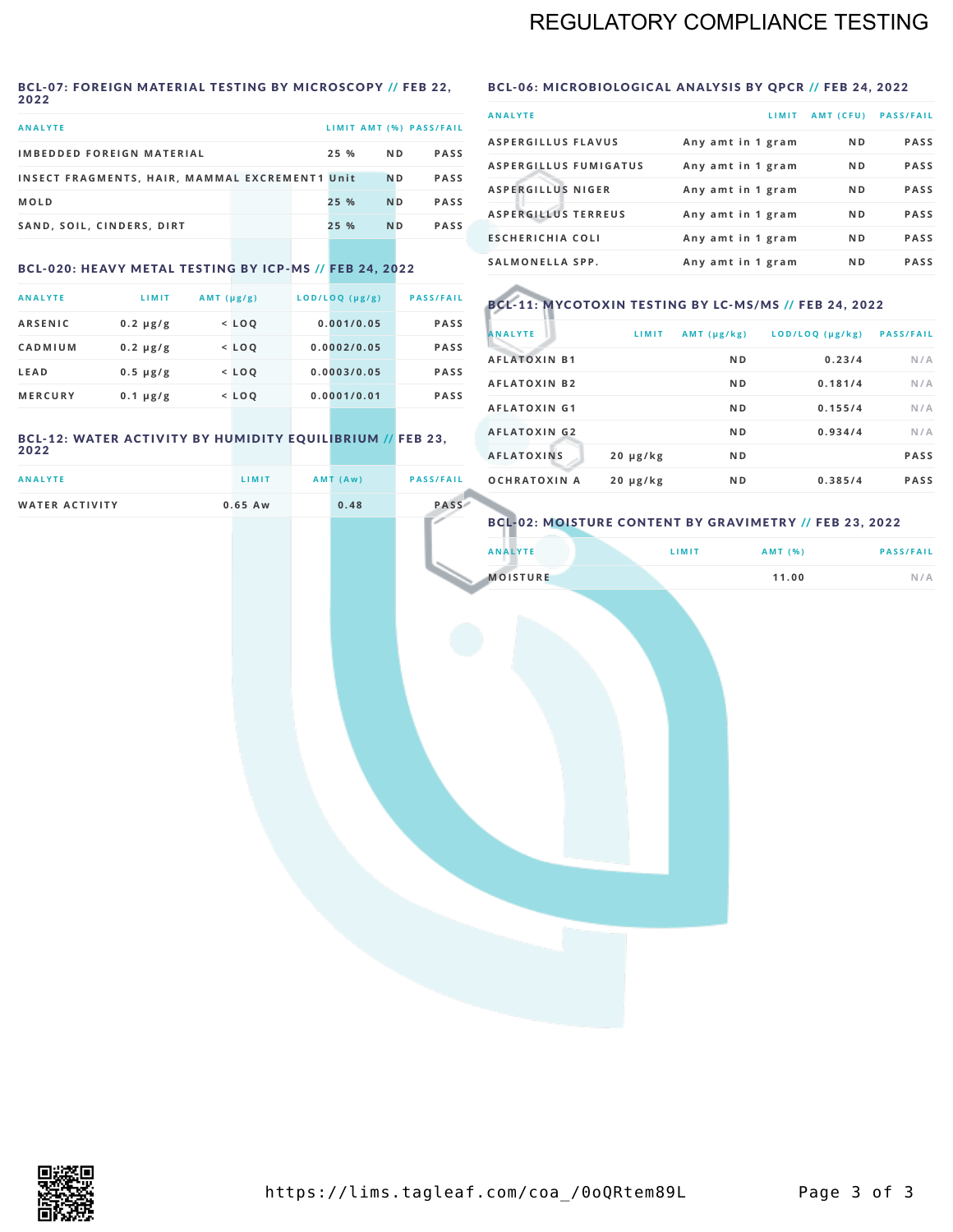# REGULATORY COMPLIANCE TESTING

## BCL-07: FOREIGN MATERIAL TESTING BY MICROSCOPY // FEB 22, 2022

| ANALYTE | LIMIT | AMT (%) | PASS/FAIL |
| --- | --- | --- | --- |
| IMBEDDED FOREIGN MATERIAL | 25 % | ND | PASS |
| INSECT FRAGMENTS, HAIR, MAMMAL EXCREMENT | 1 Unit | ND | PASS |
| MOLD | 25 % | ND | PASS |
| SAND, SOIL, CINDERS, DIRT | 25 % | ND | PASS |

## BCL-020: HEAVY METAL TESTING BY ICP-MS // FEB 24, 2022

| ANALYTE | LIMIT | AMT (µg/g) | LOD/LOQ (µg/g) | PASS/FAIL |
| --- | --- | --- | --- | --- |
| ARSENIC | 0.2 µg/g | < LOQ | 0.001/0.05 | PASS |
| CADMIUM | 0.2 µg/g | < LOQ | 0.0002/0.05 | PASS |
| LEAD | 0.5 µg/g | < LOQ | 0.0003/0.05 | PASS |
| MERCURY | 0.1 µg/g | < LOQ | 0.0001/0.01 | PASS |

## BCL-12: WATER ACTIVITY BY HUMIDITY EQUILIBRIUM // FEB 23, 2022

| ANALYTE | LIMIT | AMT (Aw) | PASS/FAIL |
| --- | --- | --- | --- |
| WATER ACTIVITY | 0.65 Aw | 0.48 | PASS |

## BCL-06: MICROBIOLOGICAL ANALYSIS BY QPCR // FEB 24, 2022

| ANALYTE | LIMIT | AMT (CFU) | PASS/FAIL |
| --- | --- | --- | --- |
| ASPERGILLUS FLAVUS | Any amt in 1 gram | ND | PASS |
| ASPERGILLUS FUMIGATUS | Any amt in 1 gram | ND | PASS |
| ASPERGILLUS NIGER | Any amt in 1 gram | ND | PASS |
| ASPERGILLUS TERREUS | Any amt in 1 gram | ND | PASS |
| ESCHERICHIA COLI | Any amt in 1 gram | ND | PASS |
| SALMONELLA SPP. | Any amt in 1 gram | ND | PASS |

## BCL-11: MYCOTOXIN TESTING BY LC-MS/MS // FEB 24, 2022

| ANALYTE | LIMIT | AMT (µg/kg) | LOD/LOQ (µg/kg) | PASS/FAIL |
| --- | --- | --- | --- | --- |
| AFLATOXIN B1 | | ND | 0.23/4 | N/A |
| AFLATOXIN B2 | | ND | 0.181/4 | N/A |
| AFLATOXIN G1 | | ND | 0.155/4 | N/A |
| AFLATOXIN G2 | | ND | 0.934/4 | N/A |
| AFLATOXINS | 20 µg/kg | ND | | PASS |
| OCHRATOXIN A | 20 µg/kg | ND | 0.385/4 | PASS |

## BCL-02: MOISTURE CONTENT BY GRAVIMETRY // FEB 23, 2022

| ANALYTE | LIMIT | AMT (%) | PASS/FAIL |
| --- | --- | --- | --- |
| MOISTURE | | 11.00 | N/A |

https://lims.tagleaf.com/coa_/0oQRtem89L